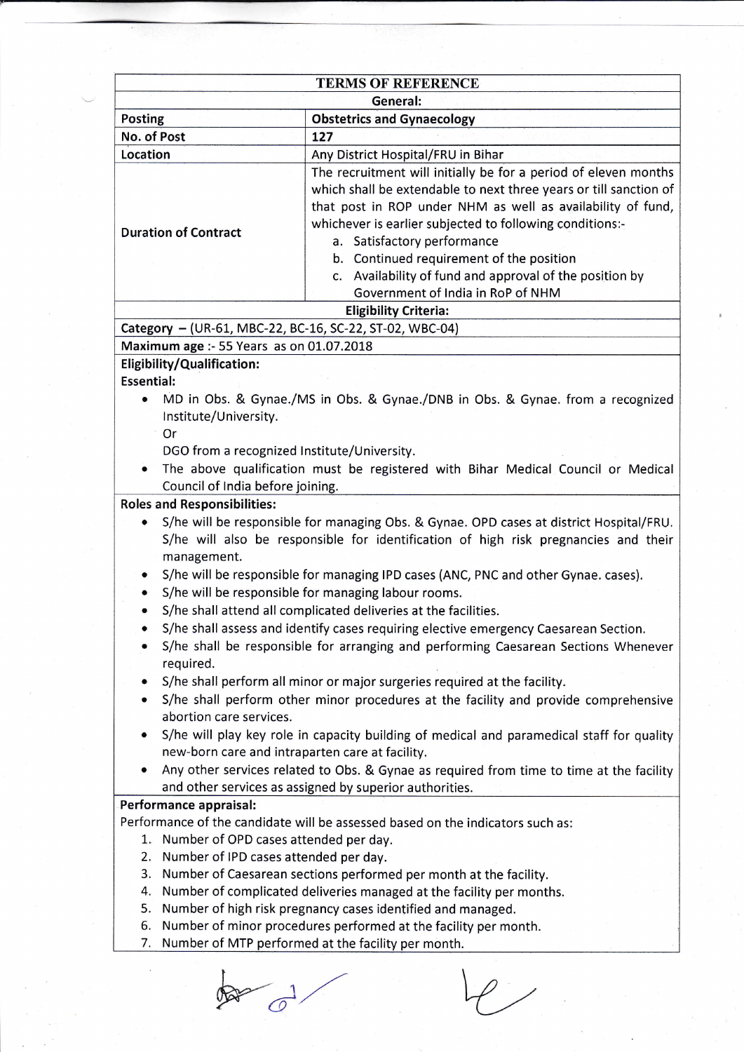| TERMS OF REFERENCE | |
|---|---|
| **General:** | |
| **Posting** | **Obstetrics and Gynaecology** |
| **No. of Post** | **127** |
| **Location** | Any District Hospital/FRU in Bihar |
| **Duration of Contract** | The recruitment will initially be for a period of eleven months which shall be extendable to next three years or till sanction of that post in ROP under NHM as well as availability of fund, whichever is earlier subjected to following conditions:-<br>a. Satisfactory performance<br>b. Continued requirement of the position<br>c. Availability of fund and approval of the position by Government of India in RoP of NHM |

**Eligibility Criteria:**

**Category** – (UR-61, MBC-22, BC-16, SC-22, ST-02, WBC-04)

**Maximum age** :- 55 Years as on 01.07.2018

**Eligibility/Qualification:**

**Essential:**

- MD in Obs. & Gynae./MS in Obs. & Gynae./DNB in Obs. & Gynae. from a recognized Institute/University.

  Or

  DGO from a recognized Institute/University.
- The above qualification must be registered with Bihar Medical Council or Medical Council of India before joining.

**Roles and Responsibilities:**

- S/he will be responsible for managing Obs. & Gynae. OPD cases at district Hospital/FRU. S/he will also be responsible for identification of high risk pregnancies and their management.
- S/he will be responsible for managing IPD cases (ANC, PNC and other Gynae. cases).
- S/he will be responsible for managing labour rooms.
- S/he shall attend all complicated deliveries at the facilities.
- S/he shall assess and identify cases requiring elective emergency Caesarean Section.
- S/he shall be responsible for arranging and performing Caesarean Sections Whenever required.
- S/he shall perform all minor or major surgeries required at the facility.
- S/he shall perform other minor procedures at the facility and provide comprehensive abortion care services.
- S/he will play key role in capacity building of medical and paramedical staff for quality new-born care and intraparten care at facility.
- Any other services related to Obs. & Gynae as required from time to time at the facility and other services as assigned by superior authorities.

**Performance appraisal:**

Performance of the candidate will be assessed based on the indicators such as:

1. Number of OPD cases attended per day.
2. Number of IPD cases attended per day.
3. Number of Caesarean sections performed per month at the facility.
4. Number of complicated deliveries managed at the facility per months.
5. Number of high risk pregnancy cases identified and managed.
6. Number of minor procedures performed at the facility per month.
7. Number of MTP performed at the facility per month.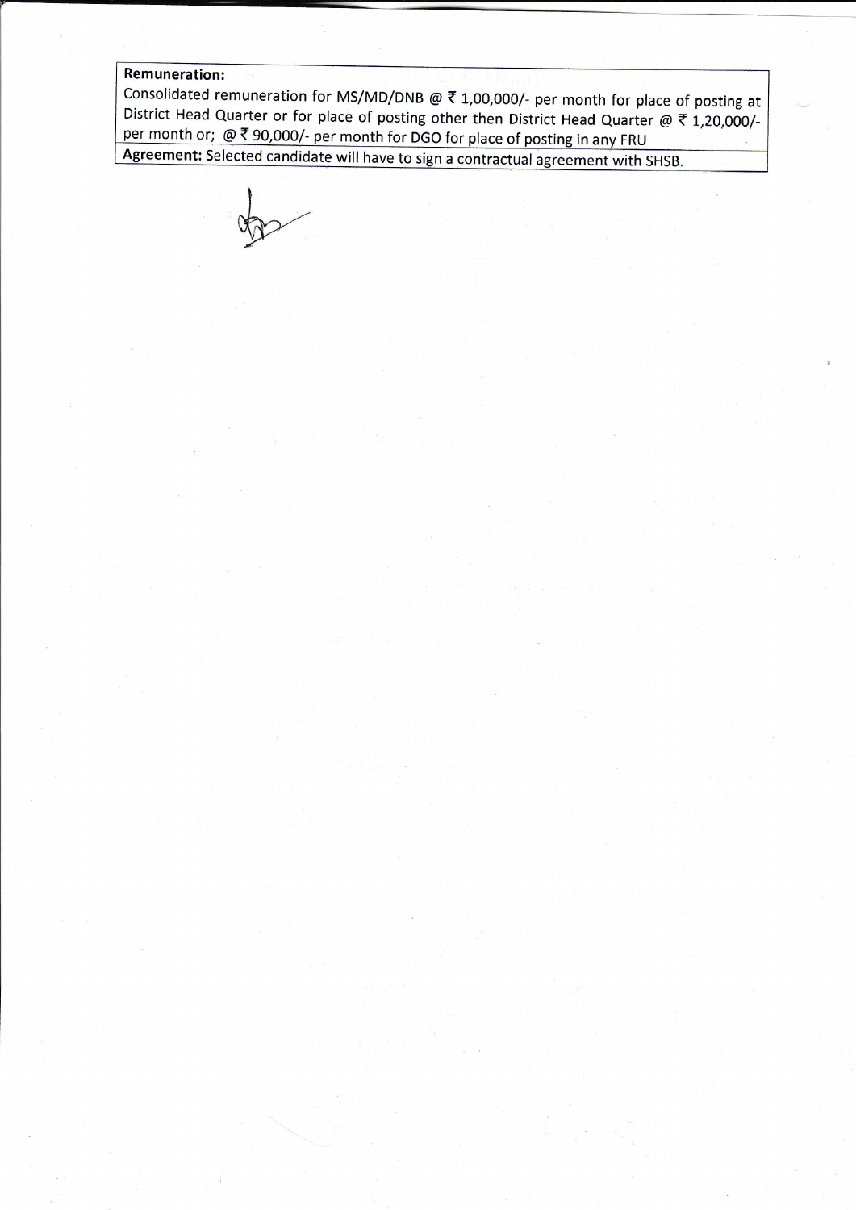| |
|---|
| **Remuneration:**<br>Consolidated remuneration for MS/MD/DNB @ ₹ 1,00,000/- per month for place of posting at District Head Quarter or for place of posting other then District Head Quarter @ ₹ 1,20,000/- per month or; @ ₹ 90,000/- per month for DGO for place of posting in any FRU |
| **Agreement:** Selected candidate will have to sign a contractual agreement with SHSB. |